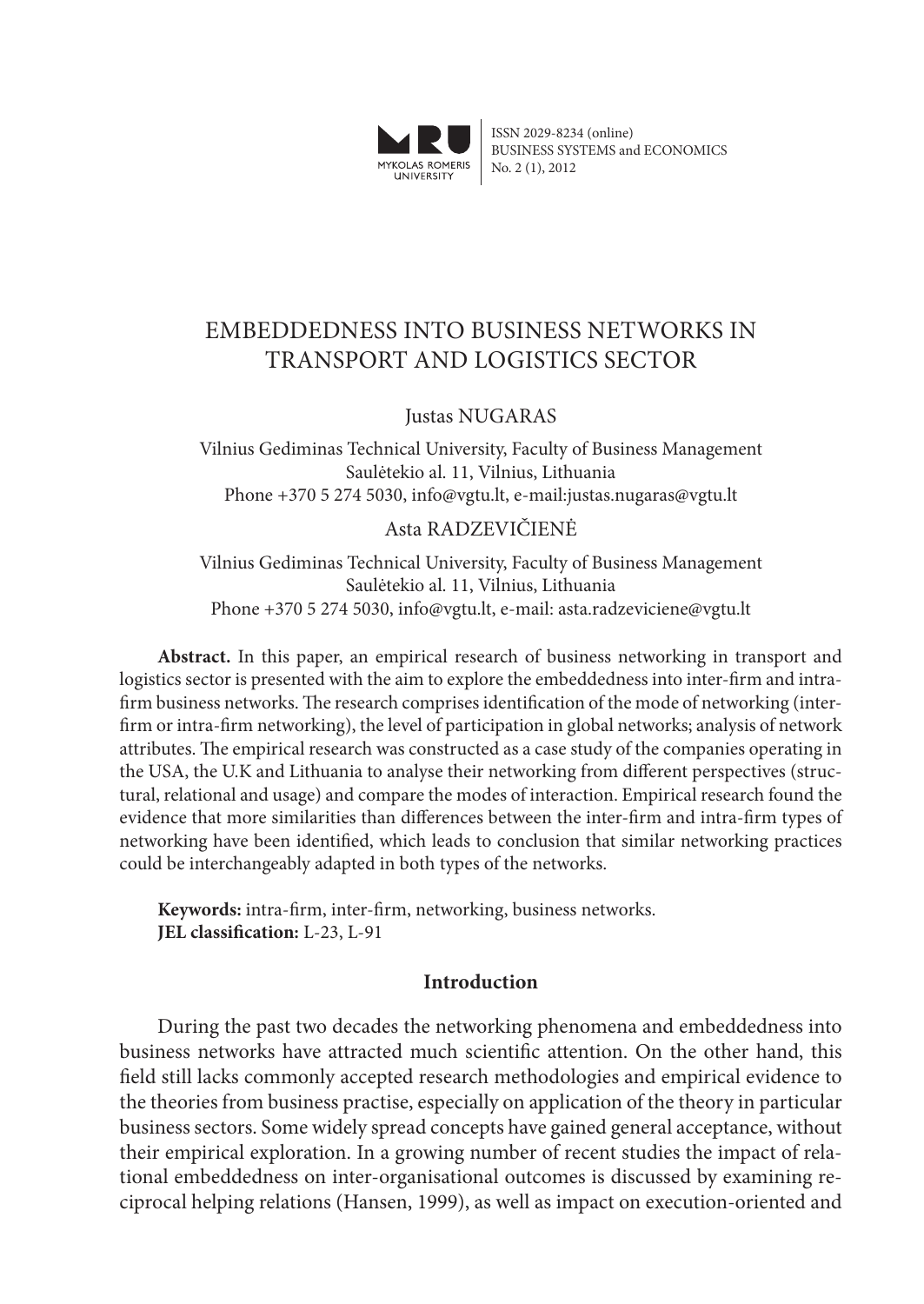ISSN 2029-8234 (online)
BUSINESS SYSTEMS and ECONOMICS
No. 2 (1), 2012

# EMBEDDEDNESS INTO BUSINESS NETWORKS IN TRANSPORT AND LOGISTICS SECTOR

Justas NUGARAS

Vilnius Gediminas Technical University, Faculty of Business Management
Saulėtekio al. 11, Vilnius, Lithuania
Phone +370 5 274 5030, info@vgtu.lt, e-mail:justas.nugaras@vgtu.lt

Asta RADZEVIČIENĖ

Vilnius Gediminas Technical University, Faculty of Business Management
Saulėtekio al. 11, Vilnius, Lithuania
Phone +370 5 274 5030, info@vgtu.lt, e-mail: asta.radzeviciene@vgtu.lt

**Abstract.** In this paper, an empirical research of business networking in transport and logistics sector is presented with the aim to explore the embeddedness into inter-firm and intra-firm business networks. The research comprises identification of the mode of networking (inter-firm or intra-firm networking), the level of participation in global networks; analysis of network attributes. The empirical research was constructed as a case study of the companies operating in the USA, the U.K and Lithuania to analyse their networking from different perspectives (structural, relational and usage) and compare the modes of interaction. Empirical research found the evidence that more similarities than differences between the inter-firm and intra-firm types of networking have been identified, which leads to conclusion that similar networking practices could be interchangeably adapted in both types of the networks.

**Keywords:** intra-firm, inter-firm, networking, business networks.
**JEL classification:** L-23, L-91

## Introduction

During the past two decades the networking phenomena and embeddedness into business networks have attracted much scientific attention. On the other hand, this field still lacks commonly accepted research methodologies and empirical evidence to the theories from business practise, especially on application of the theory in particular business sectors. Some widely spread concepts have gained general acceptance, without their empirical exploration. In a growing number of recent studies the impact of relational embeddedness on inter-organisational outcomes is discussed by examining reciprocal helping relations (Hansen, 1999), as well as impact on execution-oriented and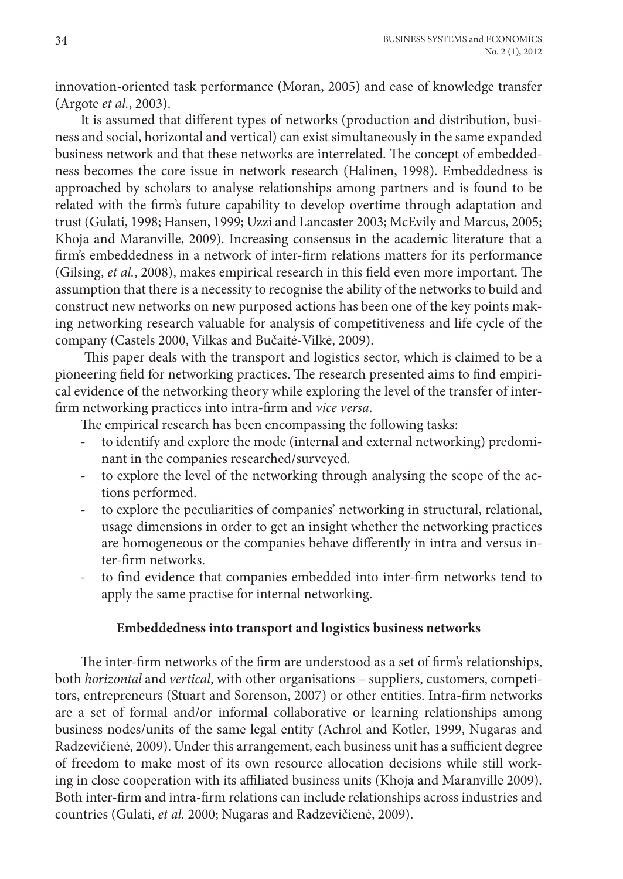innovation-oriented task performance (Moran, 2005) and ease of knowledge transfer (Argote *et al.*, 2003).

It is assumed that different types of networks (production and distribution, business and social, horizontal and vertical) can exist simultaneously in the same expanded business network and that these networks are interrelated. The concept of embeddedness becomes the core issue in network research (Halinen, 1998). Embeddedness is approached by scholars to analyse relationships among partners and is found to be related with the firm's future capability to develop overtime through adaptation and trust (Gulati, 1998; Hansen, 1999; Uzzi and Lancaster 2003; McEvily and Marcus, 2005; Khoja and Maranville, 2009). Increasing consensus in the academic literature that a firm's embeddedness in a network of inter-firm relations matters for its performance (Gilsing, *et al.*, 2008), makes empirical research in this field even more important. The assumption that there is a necessity to recognise the ability of the networks to build and construct new networks on new purposed actions has been one of the key points making networking research valuable for analysis of competitiveness and life cycle of the company (Castels 2000, Vilkas and Bučaitė-Vilkė, 2009).

This paper deals with the transport and logistics sector, which is claimed to be a pioneering field for networking practices. The research presented aims to find empirical evidence of the networking theory while exploring the level of the transfer of inter-firm networking practices into intra-firm and *vice versa*.

The empirical research has been encompassing the following tasks:

- to identify and explore the mode (internal and external networking) predominant in the companies researched/surveyed.
- to explore the level of the networking through analysing the scope of the actions performed.
- to explore the peculiarities of companies' networking in structural, relational, usage dimensions in order to get an insight whether the networking practices are homogeneous or the companies behave differently in intra and versus inter-firm networks.
- to find evidence that companies embedded into inter-firm networks tend to apply the same practise for internal networking.

## Embeddedness into transport and logistics business networks

The inter-firm networks of the firm are understood as a set of firm's relationships, both *horizontal* and *vertical*, with other organisations – suppliers, customers, competitors, entrepreneurs (Stuart and Sorenson, 2007) or other entities. Intra-firm networks are a set of formal and/or informal collaborative or learning relationships among business nodes/units of the same legal entity (Achrol and Kotler, 1999, Nugaras and Radzevičienė, 2009). Under this arrangement, each business unit has a sufficient degree of freedom to make most of its own resource allocation decisions while still working in close cooperation with its affiliated business units (Khoja and Maranville 2009). Both inter-firm and intra-firm relations can include relationships across industries and countries (Gulati, *et al.* 2000; Nugaras and Radzevičienė, 2009).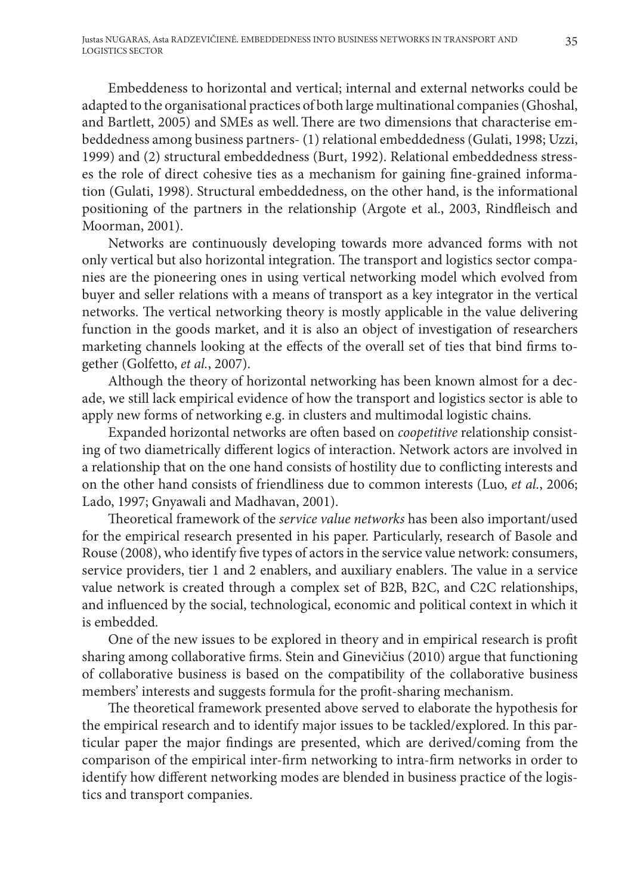Embeddeness to horizontal and vertical; internal and external networks could be adapted to the organisational practices of both large multinational companies (Ghoshal, and Bartlett, 2005) and SMEs as well. There are two dimensions that characterise embeddedness among business partners- (1) relational embeddedness (Gulati, 1998; Uzzi, 1999) and (2) structural embeddedness (Burt, 1992). Relational embeddedness stresses the role of direct cohesive ties as a mechanism for gaining fine-grained information (Gulati, 1998). Structural embeddedness, on the other hand, is the informational positioning of the partners in the relationship (Argote et al., 2003, Rindfleisch and Moorman, 2001).

Networks are continuously developing towards more advanced forms with not only vertical but also horizontal integration. The transport and logistics sector companies are the pioneering ones in using vertical networking model which evolved from buyer and seller relations with a means of transport as a key integrator in the vertical networks. The vertical networking theory is mostly applicable in the value delivering function in the goods market, and it is also an object of investigation of researchers marketing channels looking at the effects of the overall set of ties that bind firms together (Golfetto, *et al.*, 2007).

Although the theory of horizontal networking has been known almost for a decade, we still lack empirical evidence of how the transport and logistics sector is able to apply new forms of networking e.g. in clusters and multimodal logistic chains.

Expanded horizontal networks are often based on *coopetitive* relationship consisting of two diametrically different logics of interaction. Network actors are involved in a relationship that on the one hand consists of hostility due to conflicting interests and on the other hand consists of friendliness due to common interests (Luo, *et al.*, 2006; Lado, 1997; Gnyawali and Madhavan, 2001).

Theoretical framework of the *service value networks* has been also important/used for the empirical research presented in his paper. Particularly, research of Basole and Rouse (2008), who identify five types of actors in the service value network: consumers, service providers, tier 1 and 2 enablers, and auxiliary enablers. The value in a service value network is created through a complex set of B2B, B2C, and C2C relationships, and influenced by the social, technological, economic and political context in which it is embedded.

One of the new issues to be explored in theory and in empirical research is profit sharing among collaborative firms. Stein and Ginevičius (2010) argue that functioning of collaborative business is based on the compatibility of the collaborative business members' interests and suggests formula for the profit-sharing mechanism.

The theoretical framework presented above served to elaborate the hypothesis for the empirical research and to identify major issues to be tackled/explored. In this particular paper the major findings are presented, which are derived/coming from the comparison of the empirical inter-firm networking to intra-firm networks in order to identify how different networking modes are blended in business practice of the logistics and transport companies.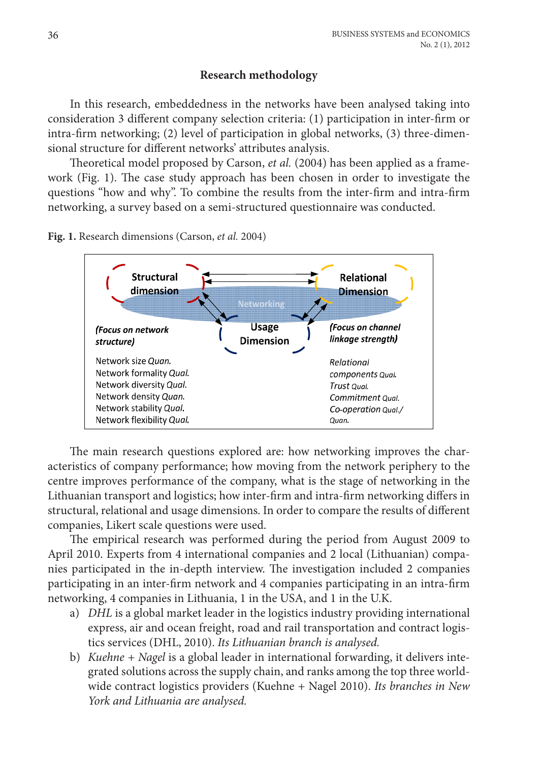## Research methodology

In this research, embeddedness in the networks have been analysed taking into consideration 3 different company selection criteria: (1) participation in inter-firm or intra-firm networking; (2) level of participation in global networks, (3) three-dimensional structure for different networks' attributes analysis.

Theoretical model proposed by Carson, *et al.* (2004) has been applied as a framework (Fig. 1). The case study approach has been chosen in order to investigate the questions "how and why". To combine the results from the inter-firm and intra-firm networking, a survey based on a semi-structured questionnaire was conducted.

**Fig. 1.** Research dimensions (Carson, *et al.* 2004)

Structural dimension — Networking — Relational Dimension — Usage Dimension

*(Focus on network structure)*

Network size *Quan.*
Network formality *Qual.*
Network diversity *Qual.*
Network density *Quan.*
Network stability *Qual.*
Network flexibility *Qual.*

*(Focus on channel linkage strength)*

*Relational components Qual.*
*Trust Qual.*
*Commitment Qual.*
*Co-operation Qual./ Quan.*

The main research questions explored are: how networking improves the characteristics of company performance; how moving from the network periphery to the centre improves performance of the company, what is the stage of networking in the Lithuanian transport and logistics; how inter-firm and intra-firm networking differs in structural, relational and usage dimensions. In order to compare the results of different companies, Likert scale questions were used.

The empirical research was performed during the period from August 2009 to April 2010. Experts from 4 international companies and 2 local (Lithuanian) companies participated in the in-depth interview. The investigation included 2 companies participating in an inter-firm network and 4 companies participating in an intra-firm networking, 4 companies in Lithuania, 1 in the USA, and 1 in the U.K.

a) *DHL* is a global market leader in the logistics industry providing international express, air and ocean freight, road and rail transportation and contract logistics services (DHL, 2010). *Its Lithuanian branch is analysed.*
b) *Kuehne + Nagel* is a global leader in international forwarding, it delivers integrated solutions across the supply chain, and ranks among the top three worldwide contract logistics providers (Kuehne + Nagel 2010). *Its branches in New York and Lithuania are analysed.*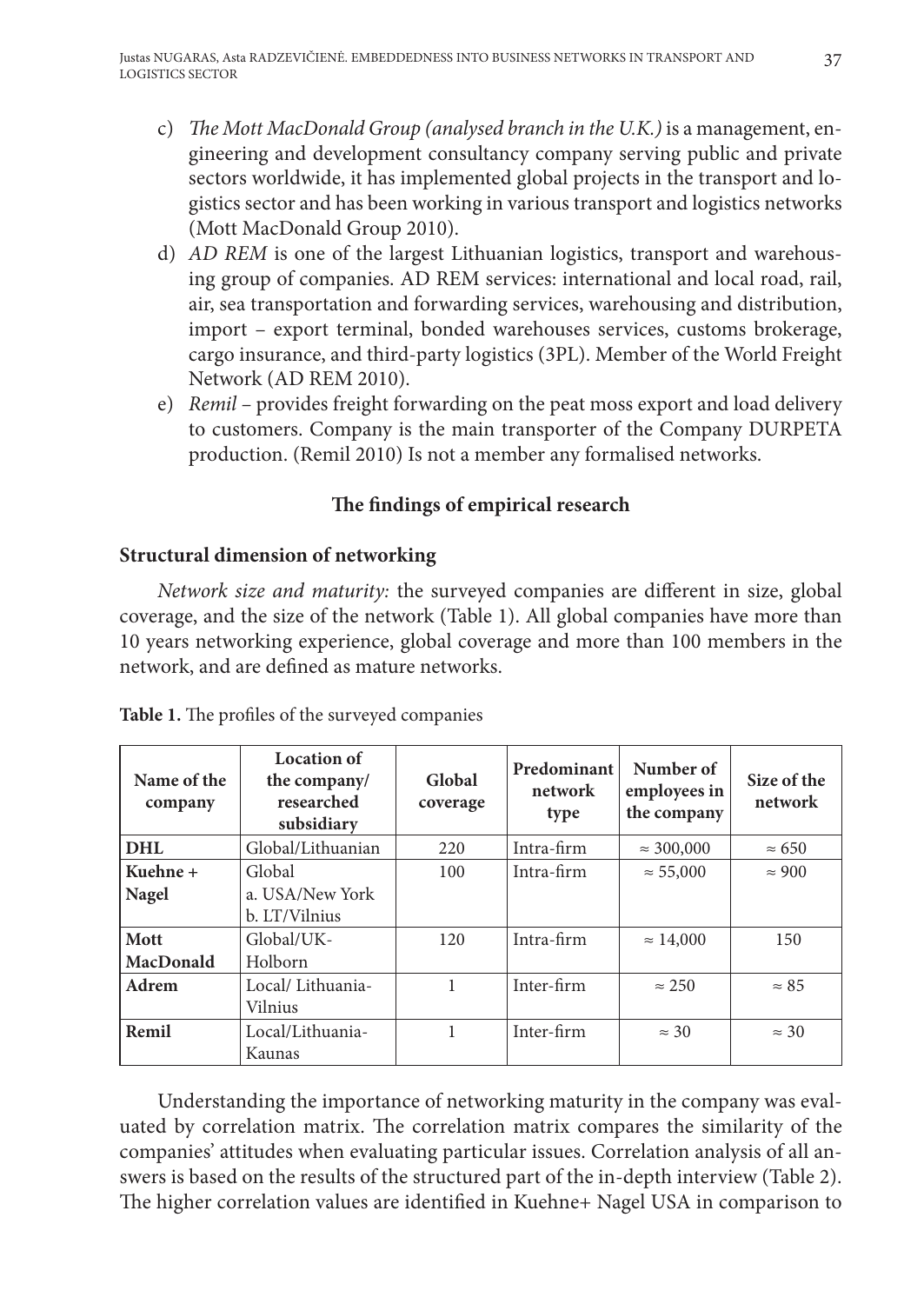c) *The Mott MacDonald Group (analysed branch in the U.K.)* is a management, engineering and development consultancy company serving public and private sectors worldwide, it has implemented global projects in the transport and logistics sector and has been working in various transport and logistics networks (Mott MacDonald Group 2010).

d) *AD REM* is one of the largest Lithuanian logistics, transport and warehousing group of companies. AD REM services: international and local road, rail, air, sea transportation and forwarding services, warehousing and distribution, import – export terminal, bonded warehouses services, customs brokerage, cargo insurance, and third-party logistics (3PL). Member of the World Freight Network (AD REM 2010).

e) *Remil* – provides freight forwarding on the peat moss export and load delivery to customers. Company is the main transporter of the Company DURPETA production. (Remil 2010) Is not a member any formalised networks.

## The findings of empirical research

### Structural dimension of networking

*Network size and maturity:* the surveyed companies are different in size, global coverage, and the size of the network (Table 1). All global companies have more than 10 years networking experience, global coverage and more than 100 members in the network, and are defined as mature networks.

**Table 1.** The profiles of the surveyed companies

| Name of the company | Location of the company/ researched subsidiary | Global coverage | Predominant network type | Number of employees in the company | Size of the network |
|---|---|---|---|---|---|
| **DHL** | Global/Lithuanian | 220 | Intra-firm | ≈ 300,000 | ≈ 650 |
| **Kuehne + Nagel** | Global<br>a. USA/New York<br>b. LT/Vilnius | 100 | Intra-firm | ≈ 55,000 | ≈ 900 |
| **Mott MacDonald** | Global/UK-Holborn | 120 | Intra-firm | ≈ 14,000 | 150 |
| **Adrem** | Local/ Lithuania-Vilnius | 1 | Inter-firm | ≈ 250 | ≈ 85 |
| **Remil** | Local/Lithuania-Kaunas | 1 | Inter-firm | ≈ 30 | ≈ 30 |

Understanding the importance of networking maturity in the company was evaluated by correlation matrix. The correlation matrix compares the similarity of the companies' attitudes when evaluating particular issues. Correlation analysis of all answers is based on the results of the structured part of the in-depth interview (Table 2). The higher correlation values are identified in Kuehne+ Nagel USA in comparison to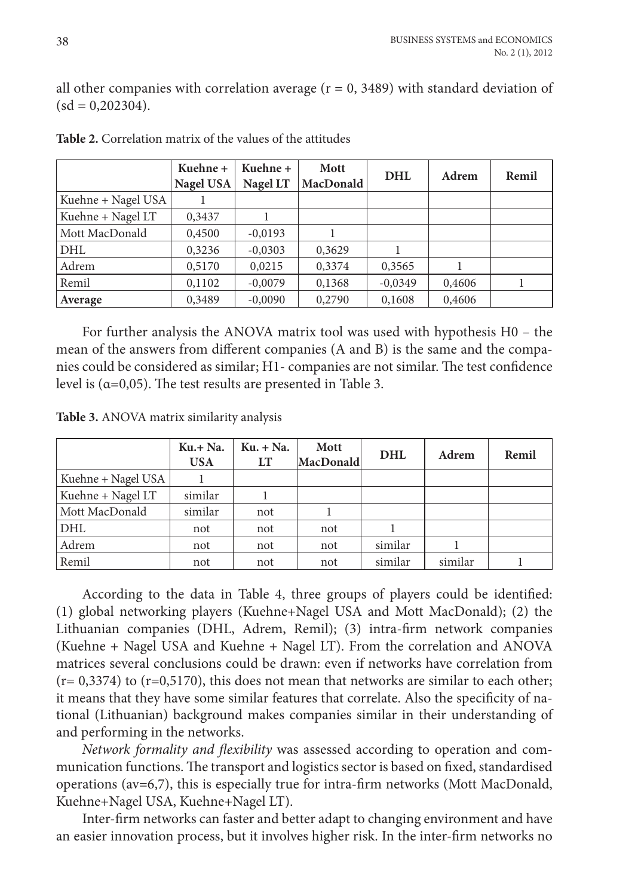all other companies with correlation average (r = 0, 3489) with standard deviation of (sd = 0,202304).

**Table 2.** Correlation matrix of the values of the attitudes

| | Kuehne + Nagel USA | Kuehne + Nagel LT | Mott MacDonald | DHL | Adrem | Remil |
|---|---|---|---|---|---|---|
| Kuehne + Nagel USA | 1 | | | | | |
| Kuehne + Nagel LT | 0,3437 | 1 | | | | |
| Mott MacDonald | 0,4500 | -0,0193 | 1 | | | |
| DHL | 0,3236 | -0,0303 | 0,3629 | 1 | | |
| Adrem | 0,5170 | 0,0215 | 0,3374 | 0,3565 | 1 | |
| Remil | 0,1102 | -0,0079 | 0,1368 | -0,0349 | 0,4606 | 1 |
| **Average** | 0,3489 | -0,0090 | 0,2790 | 0,1608 | 0,4606 | |

For further analysis the ANOVA matrix tool was used with hypothesis H0 – the mean of the answers from different companies (A and B) is the same and the companies could be considered as similar; H1- companies are not similar. The test confidence level is (α=0,05). The test results are presented in Table 3.

**Table 3.** ANOVA matrix similarity analysis

| | Ku.+ Na. USA | Ku. + Na. LT | Mott MacDonald | DHL | Adrem | Remil |
|---|---|---|---|---|---|---|
| Kuehne + Nagel USA | 1 | | | | | |
| Kuehne + Nagel LT | similar | 1 | | | | |
| Mott MacDonald | similar | not | 1 | | | |
| DHL | not | not | not | 1 | | |
| Adrem | not | not | not | similar | 1 | |
| Remil | not | not | not | similar | similar | 1 |

According to the data in Table 4, three groups of players could be identified: (1) global networking players (Kuehne+Nagel USA and Mott MacDonald); (2) the Lithuanian companies (DHL, Adrem, Remil); (3) intra-firm network companies (Kuehne + Nagel USA and Kuehne + Nagel LT). From the correlation and ANOVA matrices several conclusions could be drawn: even if networks have correlation from (r= 0,3374) to (r=0,5170), this does not mean that networks are similar to each other; it means that they have some similar features that correlate. Also the specificity of national (Lithuanian) background makes companies similar in their understanding of and performing in the networks.

*Network formality and flexibility* was assessed according to operation and communication functions. The transport and logistics sector is based on fixed, standardised operations (av=6,7), this is especially true for intra-firm networks (Mott MacDonald, Kuehne+Nagel USA, Kuehne+Nagel LT).

Inter-firm networks can faster and better adapt to changing environment and have an easier innovation process, but it involves higher risk. In the inter-firm networks no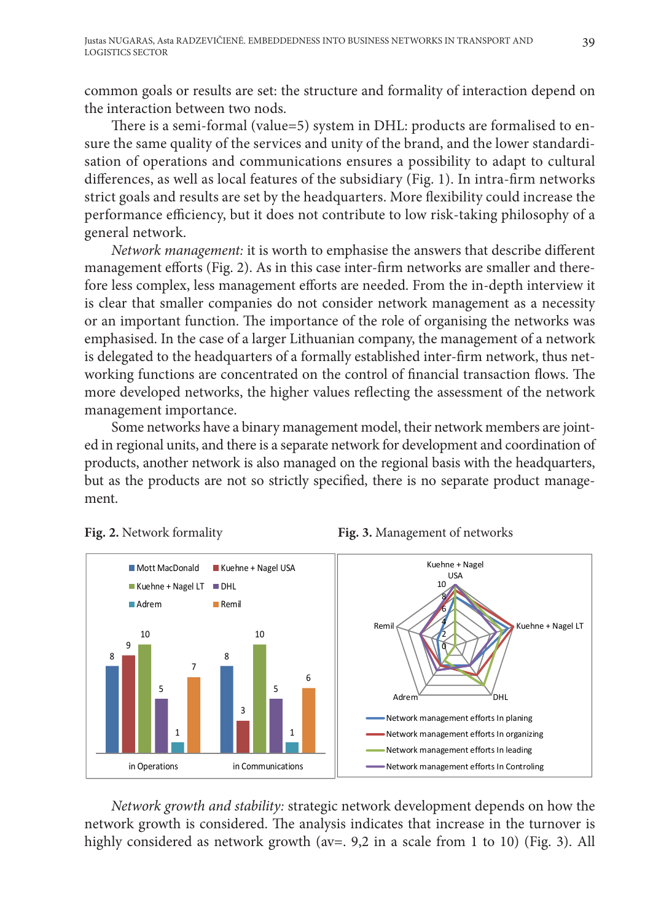common goals or results are set: the structure and formality of interaction depend on the interaction between two nods.

There is a semi-formal (value=5) system in DHL: products are formalised to ensure the same quality of the services and unity of the brand, and the lower standardisation of operations and communications ensures a possibility to adapt to cultural differences, as well as local features of the subsidiary (Fig. 1). In intra-firm networks strict goals and results are set by the headquarters. More flexibility could increase the performance efficiency, but it does not contribute to low risk-taking philosophy of a general network.

*Network management:* it is worth to emphasise the answers that describe different management efforts (Fig. 2). As in this case inter-firm networks are smaller and therefore less complex, less management efforts are needed. From the in-depth interview it is clear that smaller companies do not consider network management as a necessity or an important function. The importance of the role of organising the networks was emphasised. In the case of a larger Lithuanian company, the management of a network is delegated to the headquarters of a formally established inter-firm network, thus networking functions are concentrated on the control of financial transaction flows. The more developed networks, the higher values reflecting the assessment of the network management importance.

Some networks have a binary management model, their network members are jointed in regional units, and there is a separate network for development and coordination of products, another network is also managed on the regional basis with the headquarters, but as the products are not so strictly specified, there is no separate product management.

**Fig. 2.** Network formality

| | Mott MacDonald | Kuehne + Nagel USA | Kuehne + Nagel LT | DHL | Adrem | Remil |
|---|---|---|---|---|---|---|
| in Operations | 8 | 9 | 10 | 5 | 1 | 7 |
| in Communications | 8 | 3 | 10 | 5 | 1 | 6 |

**Fig. 3.** Management of networks

*Network growth and stability:* strategic network development depends on how the network growth is considered. The analysis indicates that increase in the turnover is highly considered as network growth (av=. 9,2 in a scale from 1 to 10) (Fig. 3). All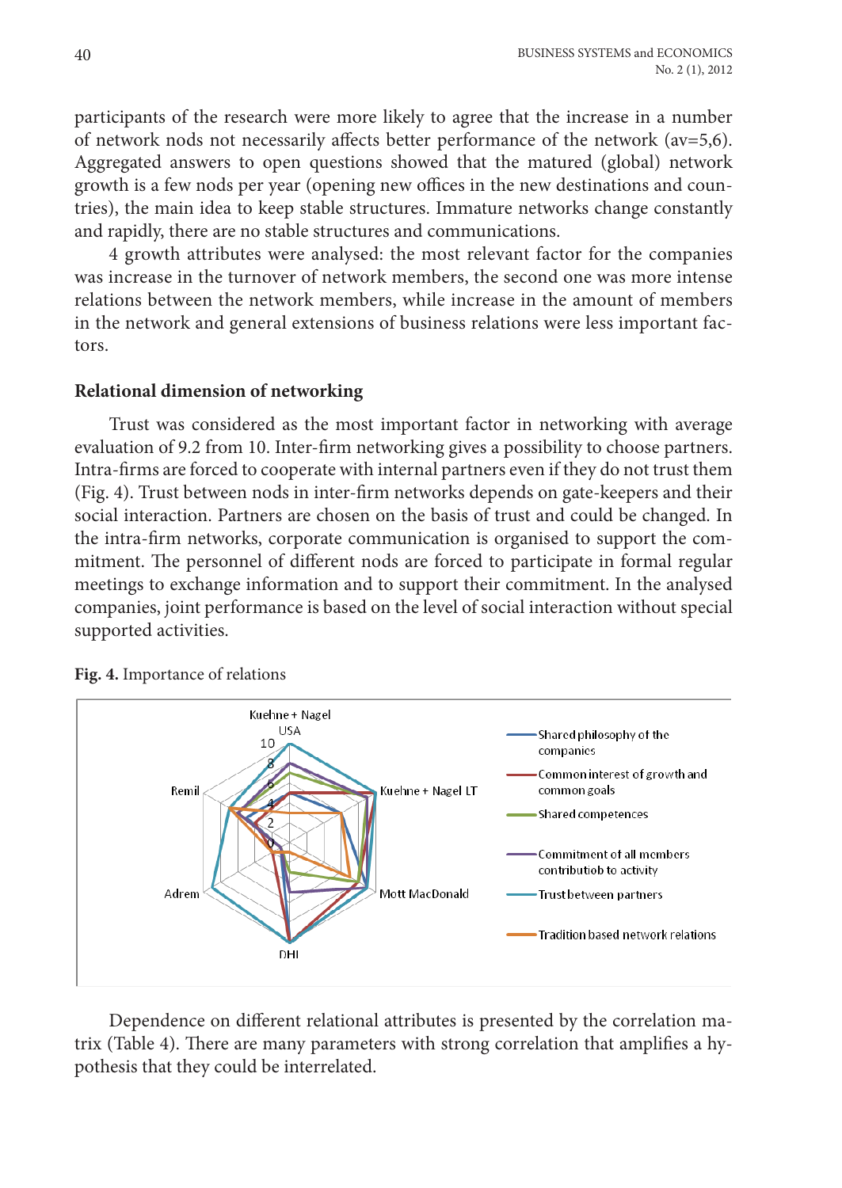participants of the research were more likely to agree that the increase in a number of network nods not necessarily affects better performance of the network (av=5,6). Aggregated answers to open questions showed that the matured (global) network growth is a few nods per year (opening new offices in the new destinations and countries), the main idea to keep stable structures. Immature networks change constantly and rapidly, there are no stable structures and communications.

4 growth attributes were analysed: the most relevant factor for the companies was increase in the turnover of network members, the second one was more intense relations between the network members, while increase in the amount of members in the network and general extensions of business relations were less important factors.

### Relational dimension of networking

Trust was considered as the most important factor in networking with average evaluation of 9.2 from 10. Inter-firm networking gives a possibility to choose partners. Intra-firms are forced to cooperate with internal partners even if they do not trust them (Fig. 4). Trust between nods in inter-firm networks depends on gate-keepers and their social interaction. Partners are chosen on the basis of trust and could be changed. In the intra-firm networks, corporate communication is organised to support the commitment. The personnel of different nods are forced to participate in formal regular meetings to exchange information and to support their commitment. In the analysed companies, joint performance is based on the level of social interaction without special supported activities.

**Fig. 4.** Importance of relations

Dependence on different relational attributes is presented by the correlation matrix (Table 4). There are many parameters with strong correlation that amplifies a hypothesis that they could be interrelated.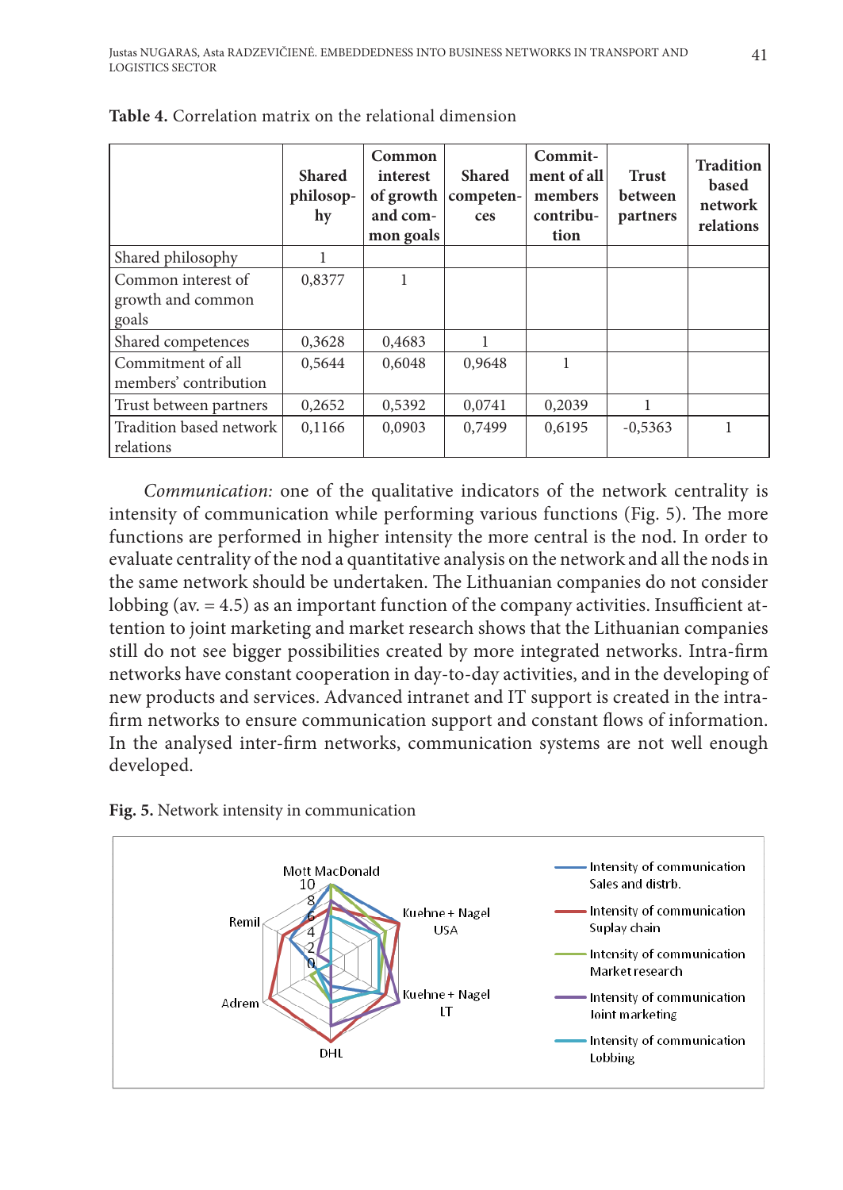**Table 4.** Correlation matrix on the relational dimension

| | Shared philosophy | Common interest of growth and common goals | Shared competences | Commitment of all members contribution | Trust between partners | Tradition based network relations |
|---|---|---|---|---|---|---|
| Shared philosophy | 1 | | | | | |
| Common interest of growth and common goals | 0,8377 | 1 | | | | |
| Shared competences | 0,3628 | 0,4683 | 1 | | | |
| Commitment of all members' contribution | 0,5644 | 0,6048 | 0,9648 | 1 | | |
| Trust between partners | 0,2652 | 0,5392 | 0,0741 | 0,2039 | 1 | |
| Tradition based network relations | 0,1166 | 0,0903 | 0,7499 | 0,6195 | -0,5363 | 1 |

*Communication:* one of the qualitative indicators of the network centrality is intensity of communication while performing various functions (Fig. 5). The more functions are performed in higher intensity the more central is the nod. In order to evaluate centrality of the nod a quantitative analysis on the network and all the nods in the same network should be undertaken. The Lithuanian companies do not consider lobbing (av. = 4.5) as an important function of the company activities. Insufficient attention to joint marketing and market research shows that the Lithuanian companies still do not see bigger possibilities created by more integrated networks. Intra-firm networks have constant cooperation in day-to-day activities, and in the developing of new products and services. Advanced intranet and IT support is created in the intra-firm networks to ensure communication support and constant flows of information. In the analysed inter-firm networks, communication systems are not well enough developed.

**Fig. 5.** Network intensity in communication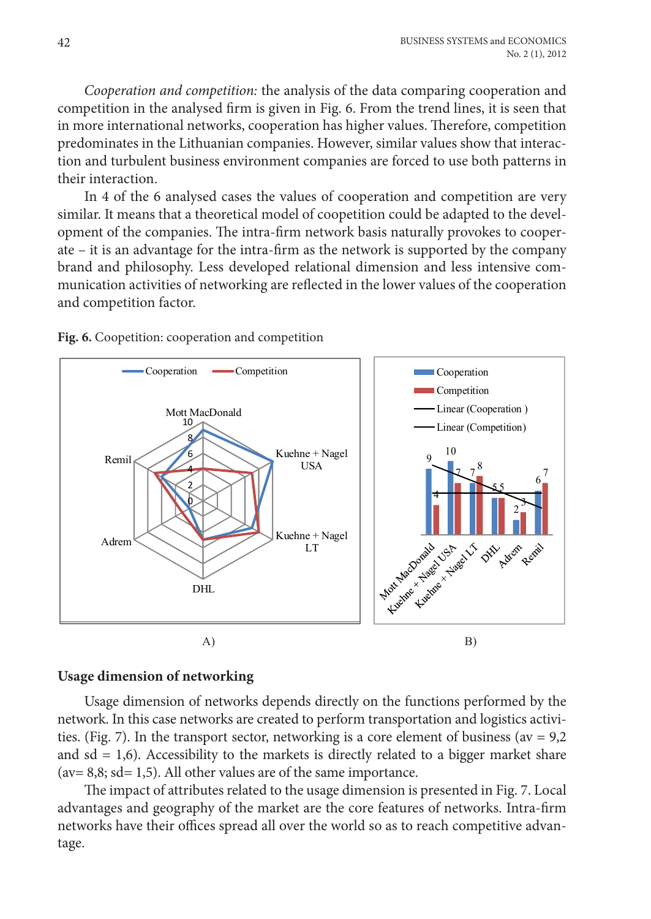*Cooperation and competition:* the analysis of the data comparing cooperation and competition in the analysed firm is given in Fig. 6. From the trend lines, it is seen that in more international networks, cooperation has higher values. Therefore, competition predominates in the Lithuanian companies. However, similar values show that interaction and turbulent business environment companies are forced to use both patterns in their interaction.

In 4 of the 6 analysed cases the values of cooperation and competition are very similar. It means that a theoretical model of coopetition could be adapted to the development of the companies. The intra-firm network basis naturally provokes to cooperate – it is an advantage for the intra-firm as the network is supported by the company brand and philosophy. Less developed relational dimension and less intensive communication activities of networking are reflected in the lower values of the cooperation and competition factor.

**Fig. 6.** Coopetition: cooperation and competition

A)

B)

## Usage dimension of networking

Usage dimension of networks depends directly on the functions performed by the network. In this case networks are created to perform transportation and logistics activities. (Fig. 7). In the transport sector, networking is a core element of business (av = 9,2 and sd = 1,6). Accessibility to the markets is directly related to a bigger market share (av= 8,8; sd= 1,5). All other values are of the same importance.

The impact of attributes related to the usage dimension is presented in Fig. 7. Local advantages and geography of the market are the core features of networks. Intra-firm networks have their offices spread all over the world so as to reach competitive advantage.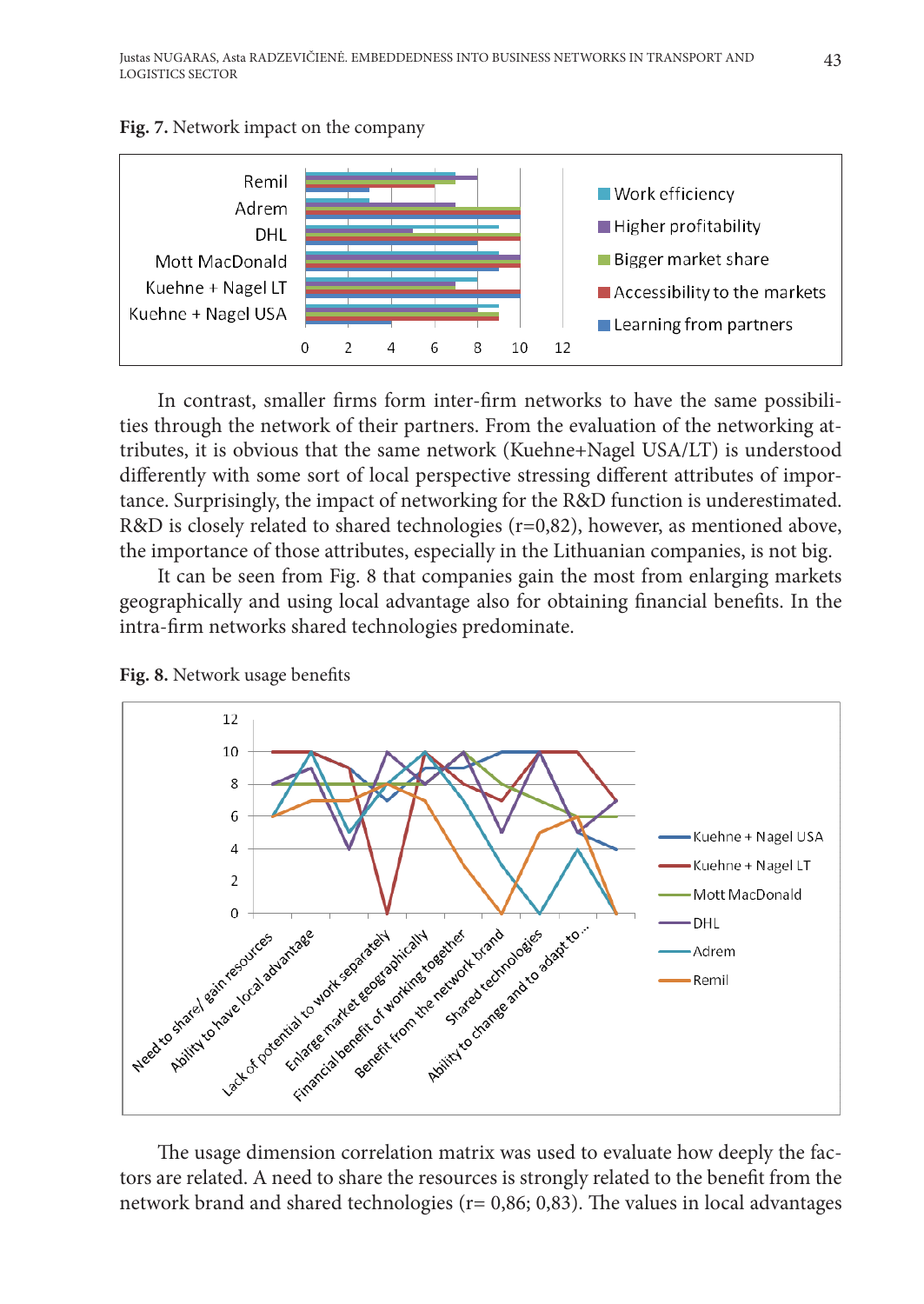**Fig. 7.** Network impact on the company

In contrast, smaller firms form inter-firm networks to have the same possibilities through the network of their partners. From the evaluation of the networking attributes, it is obvious that the same network (Kuehne+Nagel USA/LT) is understood differently with some sort of local perspective stressing different attributes of importance. Surprisingly, the impact of networking for the R&D function is underestimated. R&D is closely related to shared technologies (r=0,82), however, as mentioned above, the importance of those attributes, especially in the Lithuanian companies, is not big.

It can be seen from Fig. 8 that companies gain the most from enlarging markets geographically and using local advantage also for obtaining financial benefits. In the intra-firm networks shared technologies predominate.

**Fig. 8.** Network usage benefits

The usage dimension correlation matrix was used to evaluate how deeply the factors are related. A need to share the resources is strongly related to the benefit from the network brand and shared technologies (r= 0,86; 0,83). The values in local advantages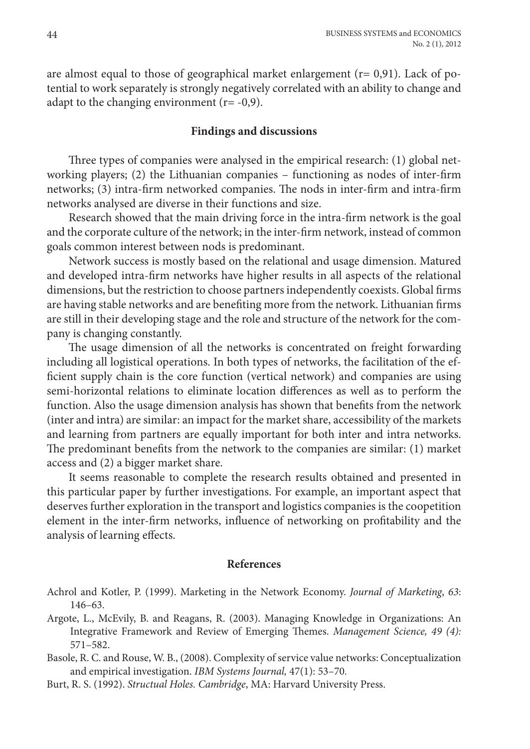are almost equal to those of geographical market enlargement (r= 0,91). Lack of potential to work separately is strongly negatively correlated with an ability to change and adapt to the changing environment (r= -0,9).

## Findings and discussions

Three types of companies were analysed in the empirical research: (1) global networking players; (2) the Lithuanian companies – functioning as nodes of inter-firm networks; (3) intra-firm networked companies. The nods in inter-firm and intra-firm networks analysed are diverse in their functions and size.

Research showed that the main driving force in the intra-firm network is the goal and the corporate culture of the network; in the inter-firm network, instead of common goals common interest between nods is predominant.

Network success is mostly based on the relational and usage dimension. Matured and developed intra-firm networks have higher results in all aspects of the relational dimensions, but the restriction to choose partners independently coexists. Global firms are having stable networks and are benefiting more from the network. Lithuanian firms are still in their developing stage and the role and structure of the network for the company is changing constantly.

The usage dimension of all the networks is concentrated on freight forwarding including all logistical operations. In both types of networks, the facilitation of the efficient supply chain is the core function (vertical network) and companies are using semi-horizontal relations to eliminate location differences as well as to perform the function. Also the usage dimension analysis has shown that benefits from the network (inter and intra) are similar: an impact for the market share, accessibility of the markets and learning from partners are equally important for both inter and intra networks. The predominant benefits from the network to the companies are similar: (1) market access and (2) a bigger market share.

It seems reasonable to complete the research results obtained and presented in this particular paper by further investigations. For example, an important aspect that deserves further exploration in the transport and logistics companies is the coopetition element in the inter-firm networks, influence of networking on profitability and the analysis of learning effects.

## References

Achrol and Kotler, P. (1999). Marketing in the Network Economy. *Journal of Marketing*, *63*: 146–63.

Argote, L., McEvily, B. and Reagans, R. (2003). Managing Knowledge in Organizations: An Integrative Framework and Review of Emerging Themes. *Management Science, 49 (4):* 571–582.

Basole, R. C. and Rouse, W. B., (2008). Complexity of service value networks: Conceptualization and empirical investigation. *IBM Systems Journal,* 47(1): 53–70.

Burt, R. S. (1992). *Structual Holes. Cambridge*, MA: Harvard University Press.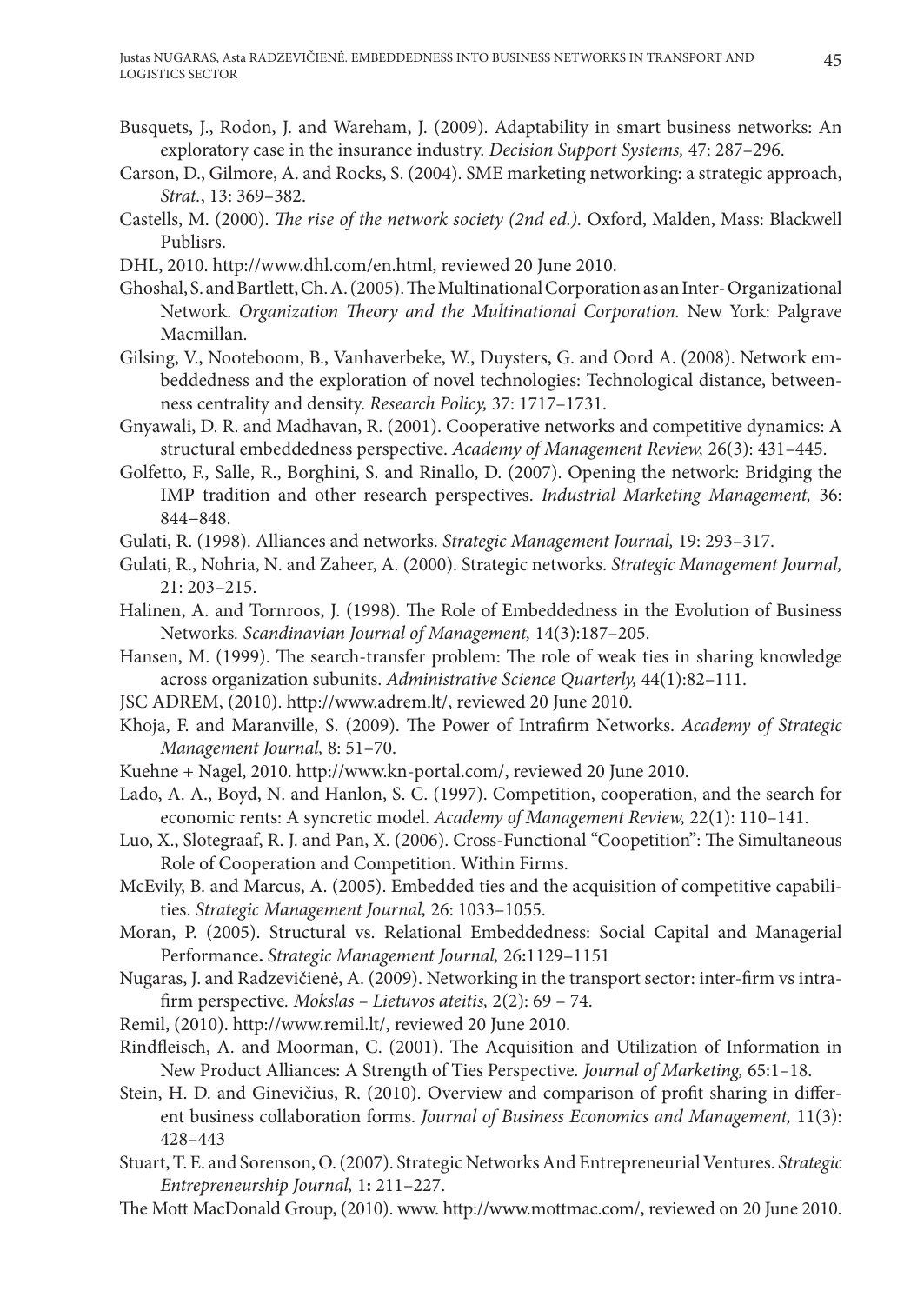Busquets, J., Rodon, J. and Wareham, J. (2009). Adaptability in smart business networks: An exploratory case in the insurance industry. *Decision Support Systems,* 47: 287–296.

Carson, D., Gilmore, A. and Rocks, S. (2004). SME marketing networking: a strategic approach, *Strat.*, 13: 369–382.

Castells, M. (2000). *The rise of the network society (2nd ed.).* Oxford, Malden, Mass: Blackwell Publisrs.

DHL, 2010. http://www.dhl.com/en.html, reviewed 20 June 2010.

Ghoshal, S. and Bartlett, Ch. A. (2005). The Multinational Corporation as an Inter- Organizational Network. *Organization Theory and the Multinational Corporation.* New York: Palgrave Macmillan.

Gilsing, V., Nooteboom, B., Vanhaverbeke, W., Duysters, G. and Oord A. (2008). Network embeddedness and the exploration of novel technologies: Technological distance, betweenness centrality and density. *Research Policy,* 37: 1717–1731.

Gnyawali, D. R. and Madhavan, R. (2001). Cooperative networks and competitive dynamics: A structural embeddedness perspective. *Academy of Management Review,* 26(3): 431–445.

Golfetto, F., Salle, R., Borghini, S. and Rinallo, D. (2007). Opening the network: Bridging the IMP tradition and other research perspectives. *Industrial Marketing Management,* 36: 844–848.

Gulati, R. (1998). Alliances and networks. *Strategic Management Journal,* 19: 293–317.

Gulati, R., Nohria, N. and Zaheer, A. (2000). Strategic networks. *Strategic Management Journal,* 21: 203–215.

Halinen, A. and Tornroos, J. (1998). The Role of Embeddedness in the Evolution of Business Networks*. Scandinavian Journal of Management,* 14(3):187–205.

Hansen, M. (1999). The search-transfer problem: The role of weak ties in sharing knowledge across organization subunits. *Administrative Science Quarterly,* 44(1):82–111.

JSC ADREM, (2010). http://www.adrem.lt/, reviewed 20 June 2010.

Khoja, F. and Maranville, S. (2009). The Power of Intrafirm Networks. *Academy of Strategic Management Journal,* 8: 51–70.

Kuehne + Nagel, 2010. http://www.kn-portal.com/, reviewed 20 June 2010.

Lado, A. A., Boyd, N. and Hanlon, S. C. (1997). Competition, cooperation, and the search for economic rents: A syncretic model. *Academy of Management Review,* 22(1): 110–141.

Luo, X., Slotegraaf, R. J. and Pan, X. (2006). Cross-Functional "Coopetition": The Simultaneous Role of Cooperation and Competition. Within Firms.

McEvily, B. and Marcus, A. (2005). Embedded ties and the acquisition of competitive capabilities. *Strategic Management Journal,* 26: 1033–1055.

Moran, P. (2005). Structural vs. Relational Embeddedness: Social Capital and Managerial Performance**.** *Strategic Management Journal,* 26**:**1129–1151

Nugaras, J. and Radzevičienė, A. (2009). Networking in the transport sector: inter-firm vs intrafirm perspective*. Mokslas – Lietuvos ateitis,* 2(2): 69 – 74.

Remil, (2010). http://www.remil.lt/, reviewed 20 June 2010.

Rindfleisch, A. and Moorman, C. (2001). The Acquisition and Utilization of Information in New Product Alliances: A Strength of Ties Perspective*. Journal of Marketing,* 65:1–18.

Stein, H. D. and Ginevičius, R. (2010). Overview and comparison of profit sharing in different business collaboration forms. *Journal of Business Economics and Management,* 11(3): 428–443

Stuart, T. E. and Sorenson, O. (2007). Strategic Networks And Entrepreneurial Ventures. *Strategic Entrepreneurship Journal,* 1**:** 211–227.

The Mott MacDonald Group, (2010). www. http://www.mottmac.com/, reviewed on 20 June 2010.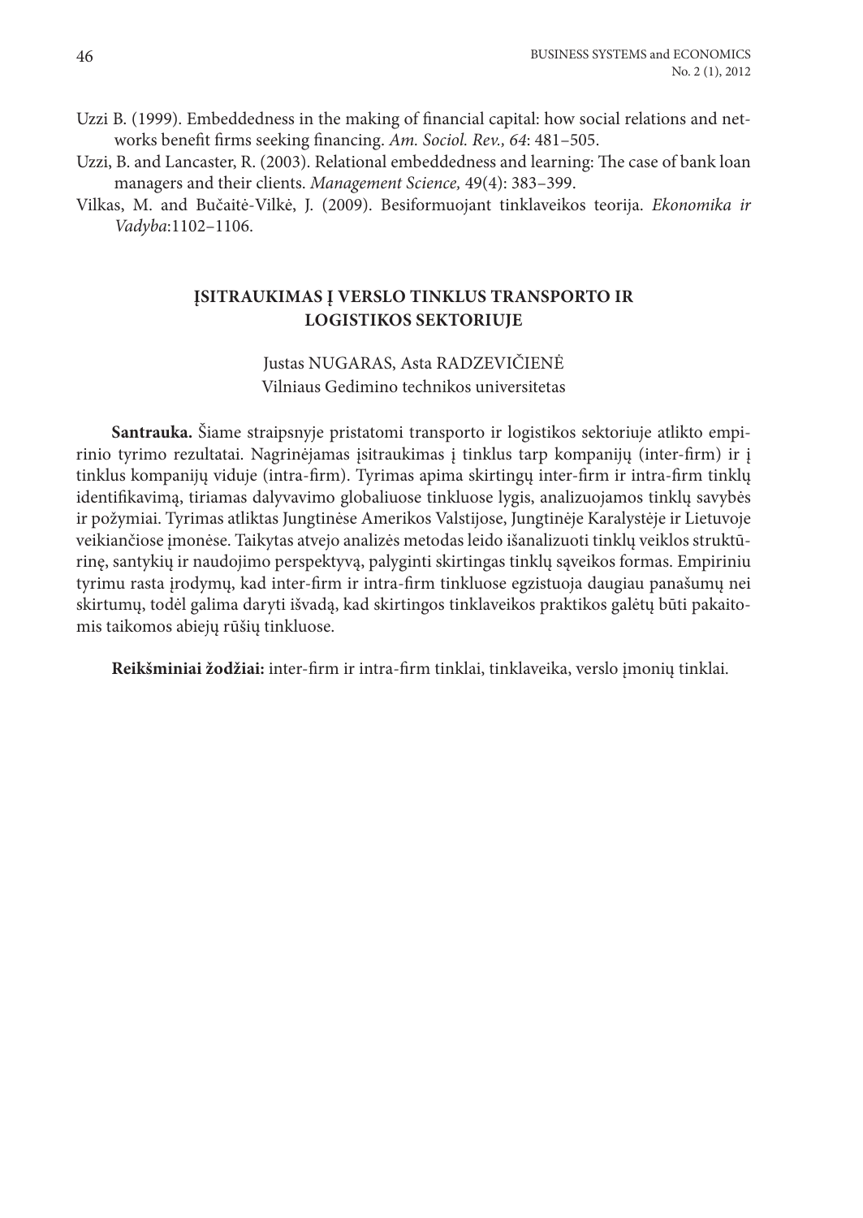Uzzi B. (1999). Embeddedness in the making of financial capital: how social relations and networks benefit firms seeking financing. *Am. Sociol. Rev., 64*: 481–505.

Uzzi, B. and Lancaster, R. (2003). Relational embeddedness and learning: The case of bank loan managers and their clients. *Management Science,* 49(4): 383–399.

Vilkas, M. and Bučaitė-Vilkė, J. (2009). Besiformuojant tinklaveikos teorija. *Ekonomika ir Vadyba*:1102–1106.

## ĮSITRAUKIMAS Į VERSLO TINKLUS TRANSPORTO IR LOGISTIKOS SEKTORIUJE

Justas NUGARAS, Asta RADZEVIČIENĖ
Vilniaus Gedimino technikos universitetas

**Santrauka.** Šiame straipsnyje pristatomi transporto ir logistikos sektoriuje atlikto empirinio tyrimo rezultatai. Nagrinėjamas įsitraukimas į tinklus tarp kompanijų (inter-firm) ir į tinklus kompanijų viduje (intra-firm). Tyrimas apima skirtingų inter-firm ir intra-firm tinklų identifikavimą, tiriamas dalyvavimo globaliuose tinkluose lygis, analizuojamos tinklų savybės ir požymiai. Tyrimas atliktas Jungtinėse Amerikos Valstijose, Jungtinėje Karalystėje ir Lietuvoje veikiančiose įmonėse. Taikytas atvejo analizės metodas leido išanalizuoti tinklų veiklos struktūrinę, santykių ir naudojimo perspektyvą, palyginti skirtingas tinklų sąveikos formas. Empiriniu tyrimu rasta įrodymų, kad inter-firm ir intra-firm tinkluose egzistuoja daugiau panašumų nei skirtumų, todėl galima daryti išvadą, kad skirtingos tinklaveikos praktikos galėtų būti pakaitomis taikomos abiejų rūšių tinkluose.

**Reikšminiai žodžiai:** inter-firm ir intra-firm tinklai, tinklaveika, verslo įmonių tinklai.